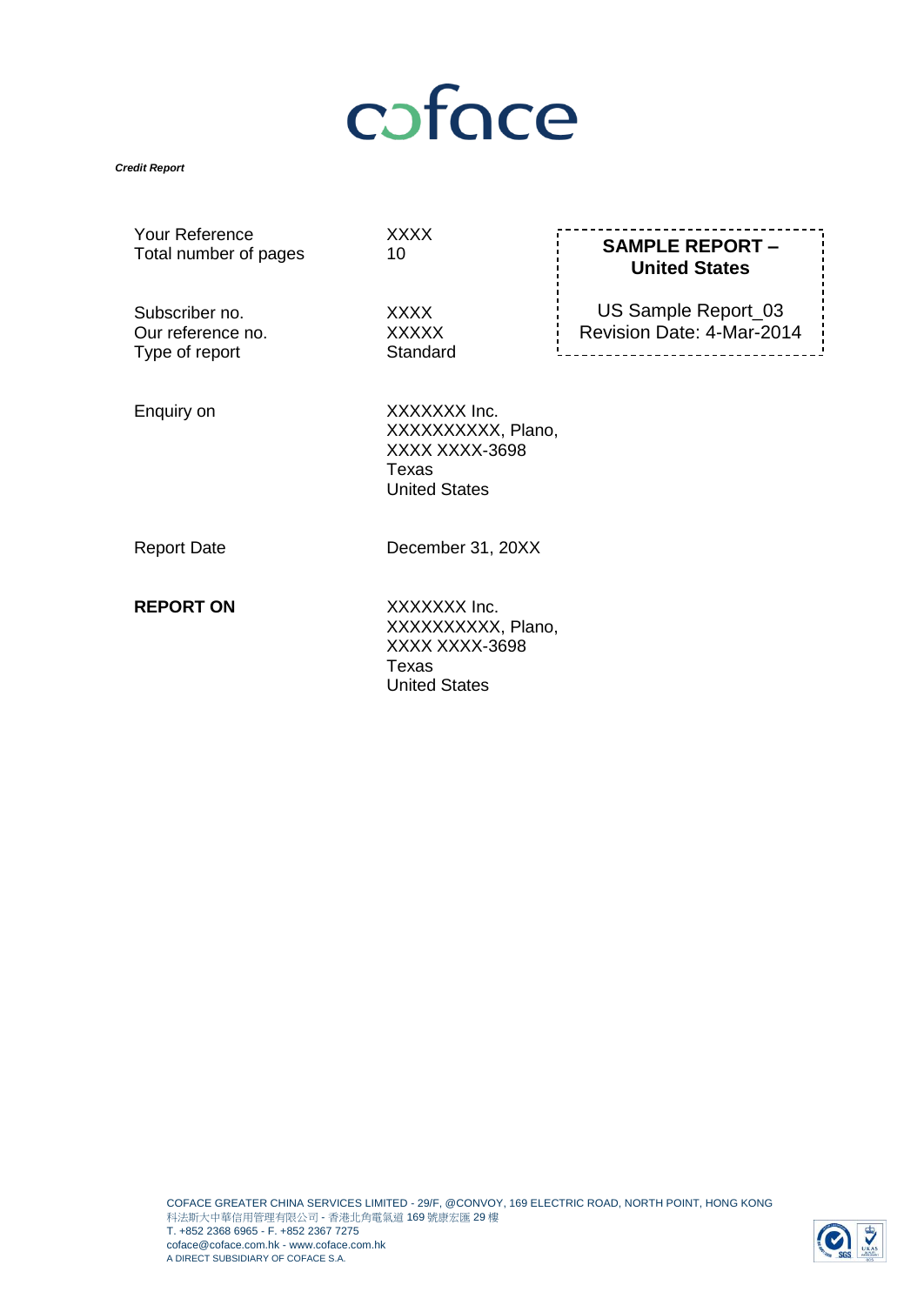coface

***Credit Report***

| | | |
|---|---|---|
| Your Reference | XXXX | **SAMPLE REPORT – United States** |
| Total number of pages | 10 | |
| Subscriber no. | XXXX | US Sample Report_03 |
| Our reference no. | XXXXX | Revision Date: 4-Mar-2014 |
| Type of report | Standard | |

Enquiry on

XXXXXXX Inc.
XXXXXXXXXX, Plano,
XXXX XXXX-3698
Texas
United States

Report Date

December 31, 20XX

**REPORT ON**

XXXXXXX Inc.
XXXXXXXXXX, Plano,
XXXX XXXX-3698
Texas
United States

COFACE GREATER CHINA SERVICES LIMITED - 29/F, @CONVOY, 169 ELECTRIC ROAD, NORTH POINT, HONG KONG
科法斯大中華信用管理有限公司 - 香港北角電氣道 169 號康宏匯 29 樓
T. +852 2368 6965 - F. +852 2367 7275
coface@coface.com.hk - www.coface.com.hk
A DIRECT SUBSIDIARY OF COFACE S.A.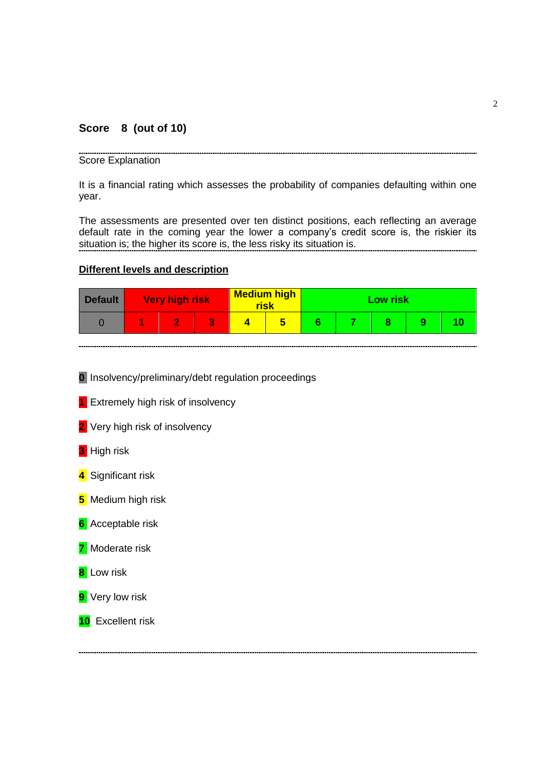**Score 8 (out of 10)**

---

Score Explanation

It is a financial rating which assesses the probability of companies defaulting within one year.

The assessments are presented over ten distinct positions, each reflecting an average default rate in the coming year the lower a company's credit score is, the riskier its situation is; the higher its score is, the less risky its situation is.

---

**Different levels and description**

| Default | Very high risk | | | Medium high risk | | Low risk | | | | |
|---|---|---|---|---|---|---|---|---|---|---|
| 0 | 1 | 2 | 3 | 4 | 5 | 6 | 7 | 8 | 9 | 10 |

---

**0** Insolvency/preliminary/debt regulation proceedings

**1** Extremely high risk of insolvency

**2** Very high risk of insolvency

**3** High risk

**4** Significant risk

**5** Medium high risk

**6** Acceptable risk

**7** Moderate risk

**8** Low risk

**9** Very low risk

**10** Excellent risk

---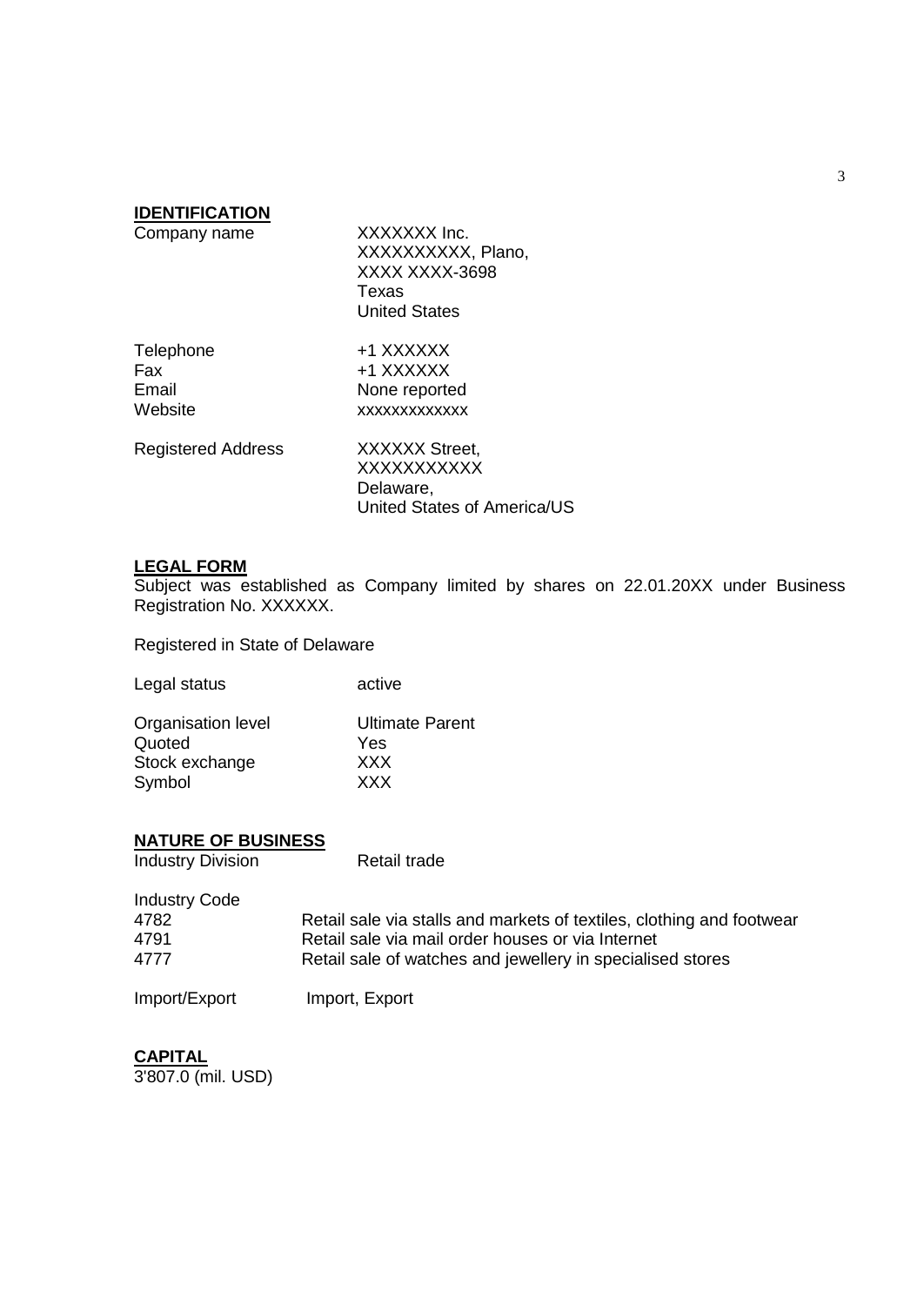## IDENTIFICATION

| | |
|---|---|
| Company name | XXXXXXX Inc.<br>XXXXXXXXXX, Plano,<br>XXXX XXXX-3698<br>Texas<br>United States |
| Telephone | +1 XXXXXX |
| Fax | +1 XXXXXX |
| Email | None reported |
| Website | xxxxxxxxxxxxx |
| Registered Address | XXXXXX Street,<br>XXXXXXXXXXX<br>Delaware,<br>United States of America/US |

## LEGAL FORM

Subject was established as Company limited by shares on 22.01.20XX under Business Registration No. XXXXXX.

Registered in State of Delaware

| | |
|---|---|
| Legal status | active |
| Organisation level | Ultimate Parent |
| Quoted | Yes |
| Stock exchange | XXX |
| Symbol | XXX |

## NATURE OF BUSINESS

Industry Division Retail trade

| Industry Code | |
|---|---|
| 4782 | Retail sale via stalls and markets of textiles, clothing and footwear |
| 4791 | Retail sale via mail order houses or via Internet |
| 4777 | Retail sale of watches and jewellery in specialised stores |

Import/Export Import, Export

## CAPITAL

3'807.0 (mil. USD)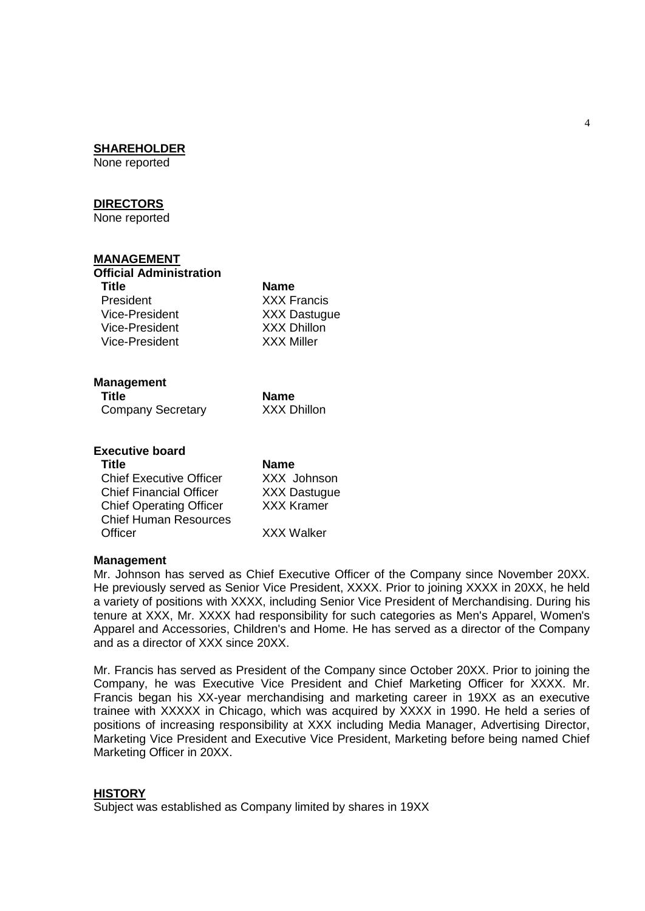## SHAREHOLDER

None reported

## DIRECTORS

None reported

## MANAGEMENT

### Official Administration

| Title | Name |
| --- | --- |
| President | XXX Francis |
| Vice-President | XXX Dastugue |
| Vice-President | XXX Dhillon |
| Vice-President | XXX Miller |

### Management

| Title | Name |
| --- | --- |
| Company Secretary | XXX Dhillon |

### Executive board

| Title | Name |
| --- | --- |
| Chief Executive Officer | XXX Johnson |
| Chief Financial Officer | XXX Dastugue |
| Chief Operating Officer | XXX Kramer |
| Chief Human Resources Officer | XXX Walker |

### Management

Mr. Johnson has served as Chief Executive Officer of the Company since November 20XX. He previously served as Senior Vice President, XXXX. Prior to joining XXXX in 20XX, he held a variety of positions with XXXX, including Senior Vice President of Merchandising. During his tenure at XXX, Mr. XXXX had responsibility for such categories as Men's Apparel, Women's Apparel and Accessories, Children's and Home. He has served as a director of the Company and as a director of XXX since 20XX.

Mr. Francis has served as President of the Company since October 20XX. Prior to joining the Company, he was Executive Vice President and Chief Marketing Officer for XXXX. Mr. Francis began his XX-year merchandising and marketing career in 19XX as an executive trainee with XXXXX in Chicago, which was acquired by XXXX in 1990. He held a series of positions of increasing responsibility at XXX including Media Manager, Advertising Director, Marketing Vice President and Executive Vice President, Marketing before being named Chief Marketing Officer in 20XX.

## HISTORY

Subject was established as Company limited by shares in 19XX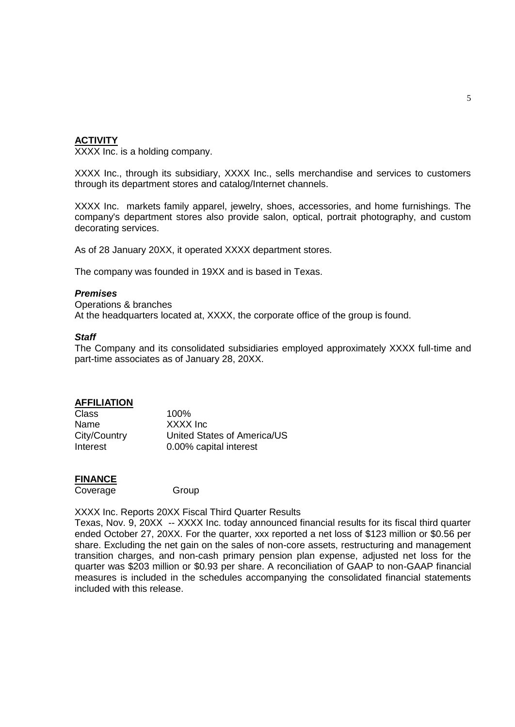## ACTIVITY

XXXX Inc. is a holding company.

XXXX Inc., through its subsidiary, XXXX Inc., sells merchandise and services to customers through its department stores and catalog/Internet channels.

XXXX Inc. markets family apparel, jewelry, shoes, accessories, and home furnishings. The company's department stores also provide salon, optical, portrait photography, and custom decorating services.

As of 28 January 20XX, it operated XXXX department stores.

The company was founded in 19XX and is based in Texas.

### *Premises*

Operations & branches
At the headquarters located at, XXXX, the corporate office of the group is found.

### *Staff*

The Company and its consolidated subsidiaries employed approximately XXXX full-time and part-time associates as of January 28, 20XX.

## AFFILIATION

| | |
|---|---|
| Class | 100% |
| Name | XXXX Inc |
| City/Country | United States of America/US |
| Interest | 0.00% capital interest |

## FINANCE

Coverage Group

XXXX Inc. Reports 20XX Fiscal Third Quarter Results
Texas, Nov. 9, 20XX -- XXXX Inc. today announced financial results for its fiscal third quarter ended October 27, 20XX. For the quarter, xxx reported a net loss of $123 million or $0.56 per share. Excluding the net gain on the sales of non-core assets, restructuring and management transition charges, and non-cash primary pension plan expense, adjusted net loss for the quarter was $203 million or $0.93 per share. A reconciliation of GAAP to non-GAAP financial measures is included in the schedules accompanying the consolidated financial statements included with this release.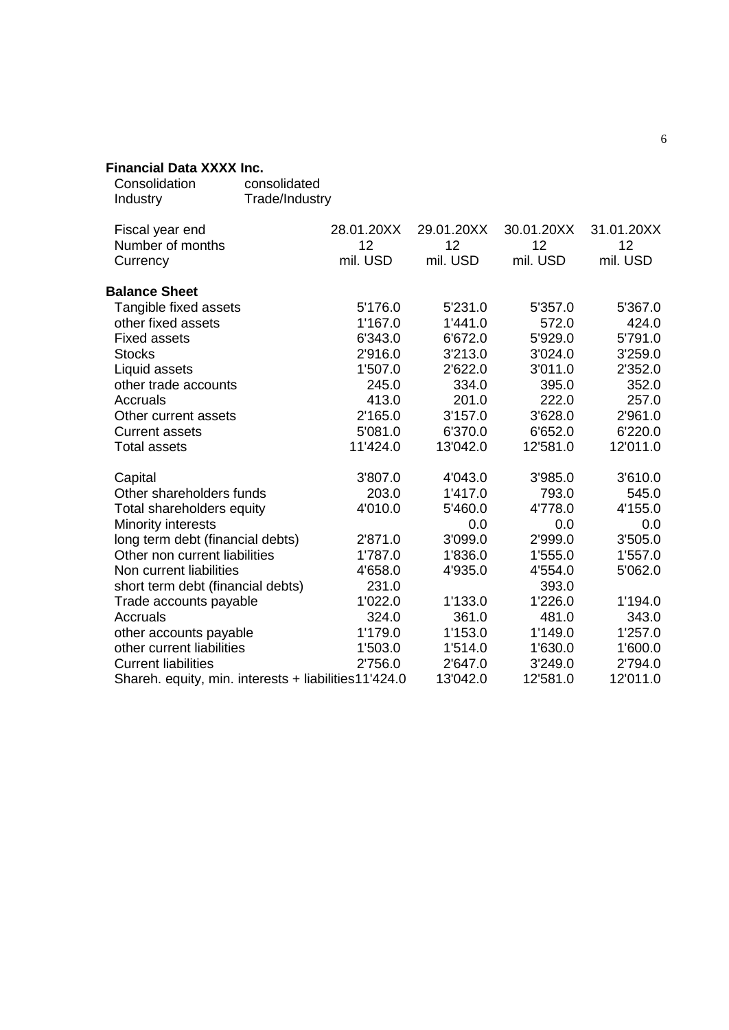**Financial Data XXXX Inc.**

Consolidation consolidated
Industry Trade/Industry

| | | | | |
|---|---|---|---|---|
| Fiscal year end | 28.01.20XX | 29.01.20XX | 30.01.20XX | 31.01.20XX |
| Number of months | 12 | 12 | 12 | 12 |
| Currency | mil. USD | mil. USD | mil. USD | mil. USD |
| **Balance Sheet** | | | | |
| Tangible fixed assets | 5'176.0 | 5'231.0 | 5'357.0 | 5'367.0 |
| other fixed assets | 1'167.0 | 1'441.0 | 572.0 | 424.0 |
| Fixed assets | 6'343.0 | 6'672.0 | 5'929.0 | 5'791.0 |
| Stocks | 2'916.0 | 3'213.0 | 3'024.0 | 3'259.0 |
| Liquid assets | 1'507.0 | 2'622.0 | 3'011.0 | 2'352.0 |
| other trade accounts | 245.0 | 334.0 | 395.0 | 352.0 |
| Accruals | 413.0 | 201.0 | 222.0 | 257.0 |
| Other current assets | 2'165.0 | 3'157.0 | 3'628.0 | 2'961.0 |
| Current assets | 5'081.0 | 6'370.0 | 6'652.0 | 6'220.0 |
| Total assets | 11'424.0 | 13'042.0 | 12'581.0 | 12'011.0 |
| | | | | |
| Capital | 3'807.0 | 4'043.0 | 3'985.0 | 3'610.0 |
| Other shareholders funds | 203.0 | 1'417.0 | 793.0 | 545.0 |
| Total shareholders equity | 4'010.0 | 5'460.0 | 4'778.0 | 4'155.0 |
| Minority interests | | 0.0 | 0.0 | 0.0 |
| long term debt (financial debts) | 2'871.0 | 3'099.0 | 2'999.0 | 3'505.0 |
| Other non current liabilities | 1'787.0 | 1'836.0 | 1'555.0 | 1'557.0 |
| Non current liabilities | 4'658.0 | 4'935.0 | 4'554.0 | 5'062.0 |
| short term debt (financial debts) | 231.0 | | 393.0 | |
| Trade accounts payable | 1'022.0 | 1'133.0 | 1'226.0 | 1'194.0 |
| Accruals | 324.0 | 361.0 | 481.0 | 343.0 |
| other accounts payable | 1'179.0 | 1'153.0 | 1'149.0 | 1'257.0 |
| other current liabilities | 1'503.0 | 1'514.0 | 1'630.0 | 1'600.0 |
| Current liabilities | 2'756.0 | 2'647.0 | 3'249.0 | 2'794.0 |
| Shareh. equity, min. interests + liabilities | 11'424.0 | 13'042.0 | 12'581.0 | 12'011.0 |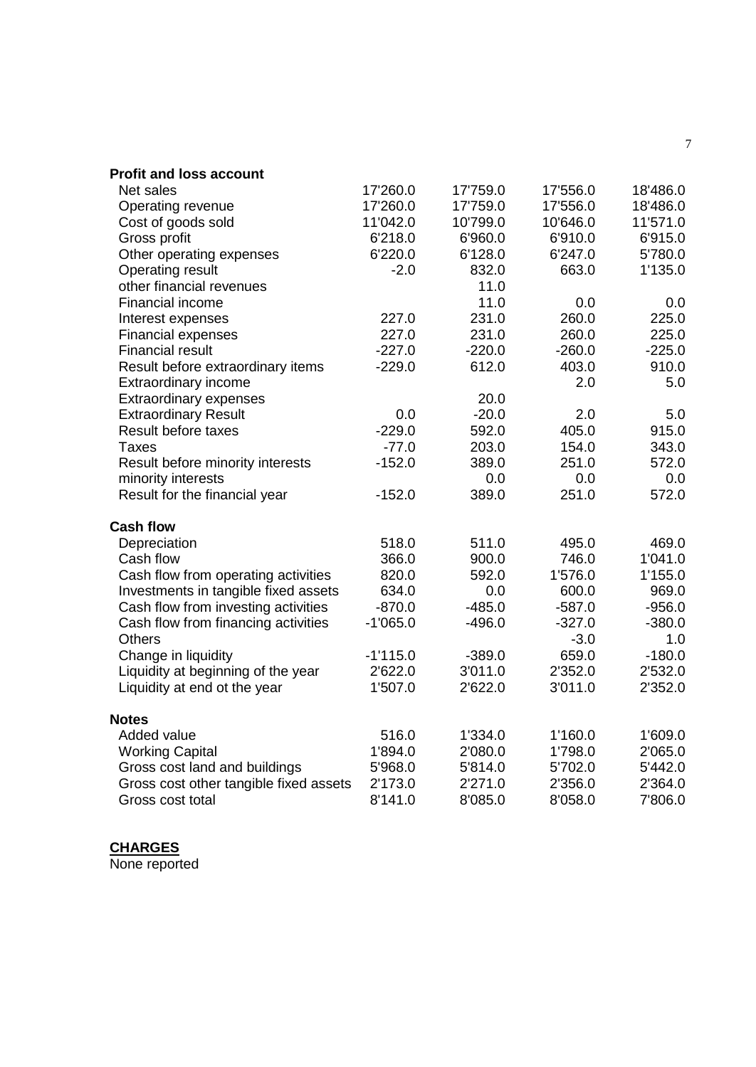**Profit and loss account**

| | | | | |
|---|---|---|---|---|
| Net sales | 17'260.0 | 17'759.0 | 17'556.0 | 18'486.0 |
| Operating revenue | 17'260.0 | 17'759.0 | 17'556.0 | 18'486.0 |
| Cost of goods sold | 11'042.0 | 10'799.0 | 10'646.0 | 11'571.0 |
| Gross profit | 6'218.0 | 6'960.0 | 6'910.0 | 6'915.0 |
| Other operating expenses | 6'220.0 | 6'128.0 | 6'247.0 | 5'780.0 |
| Operating result | -2.0 | 832.0 | 663.0 | 1'135.0 |
| other financial revenues | | 11.0 | | |
| Financial income | | 11.0 | 0.0 | 0.0 |
| Interest expenses | 227.0 | 231.0 | 260.0 | 225.0 |
| Financial expenses | 227.0 | 231.0 | 260.0 | 225.0 |
| Financial result | -227.0 | -220.0 | -260.0 | -225.0 |
| Result before extraordinary items | -229.0 | 612.0 | 403.0 | 910.0 |
| Extraordinary income | | | 2.0 | 5.0 |
| Extraordinary expenses | | 20.0 | | |
| Extraordinary Result | 0.0 | -20.0 | 2.0 | 5.0 |
| Result before taxes | -229.0 | 592.0 | 405.0 | 915.0 |
| Taxes | -77.0 | 203.0 | 154.0 | 343.0 |
| Result before minority interests | -152.0 | 389.0 | 251.0 | 572.0 |
| minority interests | | 0.0 | 0.0 | 0.0 |
| Result for the financial year | -152.0 | 389.0 | 251.0 | 572.0 |

**Cash flow**

| | | | | |
|---|---|---|---|---|
| Depreciation | 518.0 | 511.0 | 495.0 | 469.0 |
| Cash flow | 366.0 | 900.0 | 746.0 | 1'041.0 |
| Cash flow from operating activities | 820.0 | 592.0 | 1'576.0 | 1'155.0 |
| Investments in tangible fixed assets | 634.0 | 0.0 | 600.0 | 969.0 |
| Cash flow from investing activities | -870.0 | -485.0 | -587.0 | -956.0 |
| Cash flow from financing activities | -1'065.0 | -496.0 | -327.0 | -380.0 |
| Others | | | -3.0 | 1.0 |
| Change in liquidity | -1'115.0 | -389.0 | 659.0 | -180.0 |
| Liquidity at beginning of the year | 2'622.0 | 3'011.0 | 2'352.0 | 2'532.0 |
| Liquidity at end ot the year | 1'507.0 | 2'622.0 | 3'011.0 | 2'352.0 |

**Notes**

| | | | | |
|---|---|---|---|---|
| Added value | 516.0 | 1'334.0 | 1'160.0 | 1'609.0 |
| Working Capital | 1'894.0 | 2'080.0 | 1'798.0 | 2'065.0 |
| Gross cost land and buildings | 5'968.0 | 5'814.0 | 5'702.0 | 5'442.0 |
| Gross cost other tangible fixed assets | 2'173.0 | 2'271.0 | 2'356.0 | 2'364.0 |
| Gross cost total | 8'141.0 | 8'085.0 | 8'058.0 | 7'806.0 |

**CHARGES**

None reported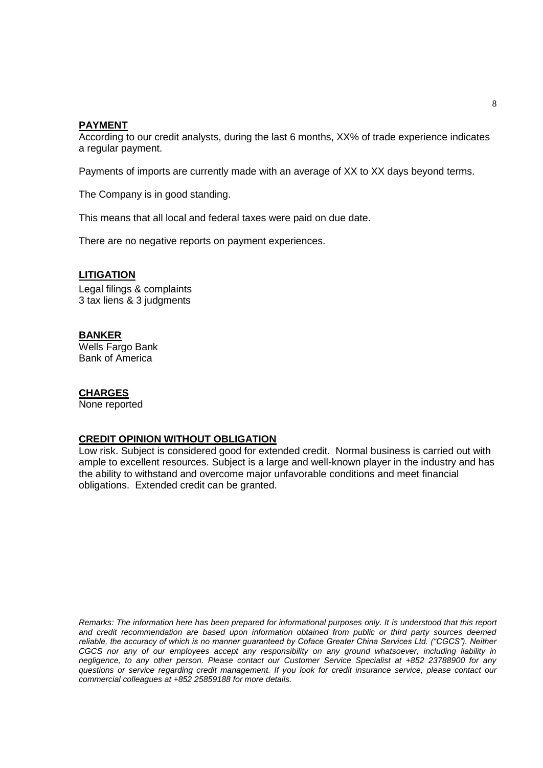## PAYMENT

According to our credit analysts, during the last 6 months, XX% of trade experience indicates a regular payment.

Payments of imports are currently made with an average of XX to XX days beyond terms.

The Company is in good standing.

This means that all local and federal taxes were paid on due date.

There are no negative reports on payment experiences.

## LITIGATION

Legal filings & complaints
3 tax liens & 3 judgments

## BANKER

Wells Fargo Bank
Bank of America

## CHARGES

None reported

## CREDIT OPINION WITHOUT OBLIGATION

Low risk. Subject is considered good for extended credit. Normal business is carried out with ample to excellent resources. Subject is a large and well-known player in the industry and has the ability to withstand and overcome major unfavorable conditions and meet financial obligations. Extended credit can be granted.

*Remarks: The information here has been prepared for informational purposes only. It is understood that this report and credit recommendation are based upon information obtained from public or third party sources deemed reliable, the accuracy of which is no manner guaranteed by Coface Greater China Services Ltd. ("CGCS"). Neither CGCS nor any of our employees accept any responsibility on any ground whatsoever, including liability in negligence, to any other person. Please contact our Customer Service Specialist at +852 23788900 for any questions or service regarding credit management. If you look for credit insurance service, please contact our commercial colleagues at +852 25859188 for more details.*